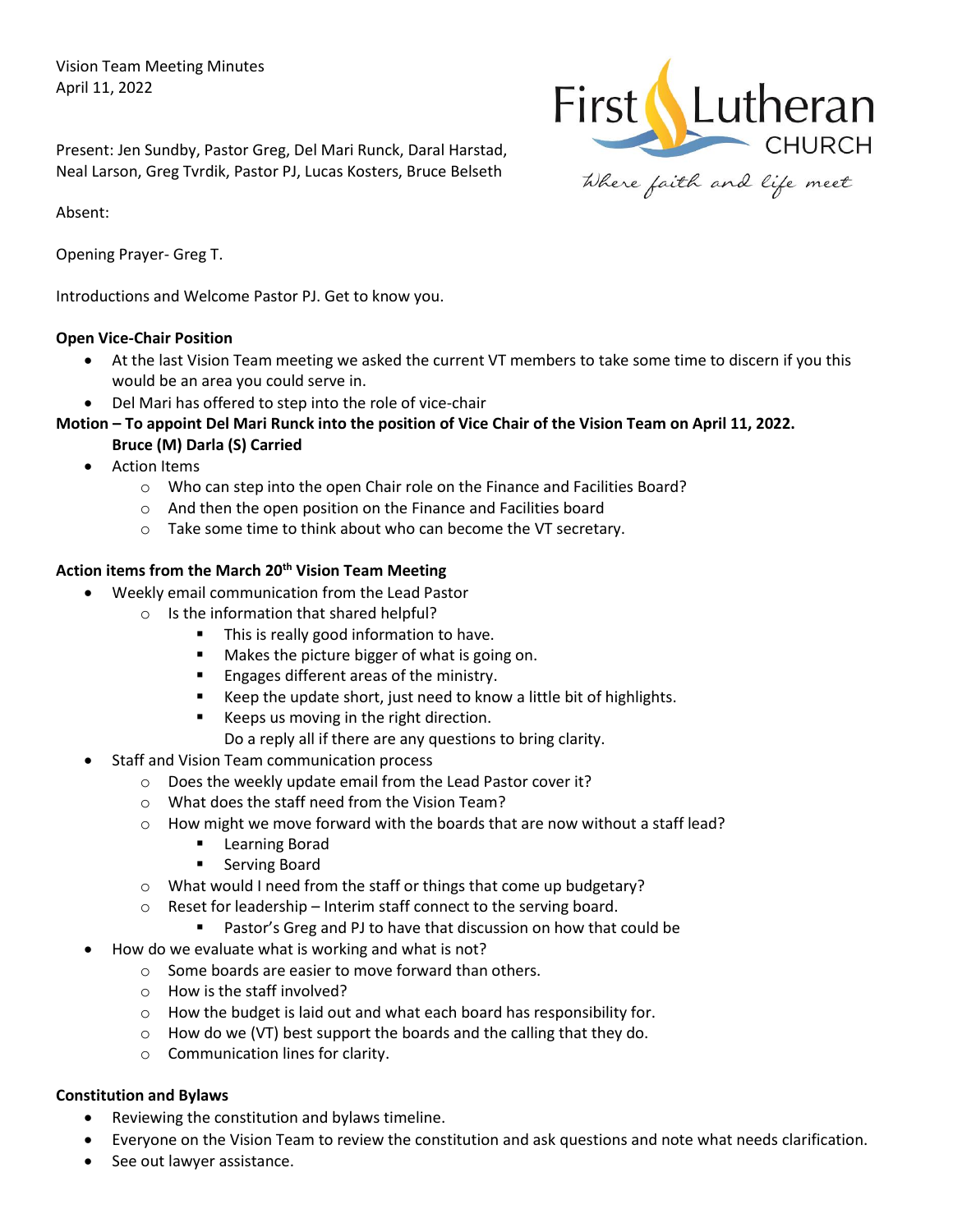Vision Team Meeting Minutes
April 11, 2022

First Lutheran CHURCH
Where faith and life meet

Present: Jen Sundby, Pastor Greg, Del Mari Runck, Daral Harstad, Neal Larson, Greg Tvrdik, Pastor PJ, Lucas Kosters, Bruce Belseth

Absent:

Opening Prayer- Greg T.

Introductions and Welcome Pastor PJ. Get to know you.

**Open Vice-Chair Position**

- At the last Vision Team meeting we asked the current VT members to take some time to discern if you this would be an area you could serve in.
- Del Mari has offered to step into the role of vice-chair

**Motion – To appoint Del Mari Runck into the position of Vice Chair of the Vision Team on April 11, 2022. Bruce (M) Darla (S) Carried**

- Action Items
    - Who can step into the open Chair role on the Finance and Facilities Board?
    - And then the open position on the Finance and Facilities board
    - Take some time to think about who can become the VT secretary.

**Action items from the March 20th Vision Team Meeting**

- Weekly email communication from the Lead Pastor
    - Is the information that shared helpful?
        - This is really good information to have.
        - Makes the picture bigger of what is going on.
        - Engages different areas of the ministry.
        - Keep the update short, just need to know a little bit of highlights.
        - Keeps us moving in the right direction.
          Do a reply all if there are any questions to bring clarity.
- Staff and Vision Team communication process
    - Does the weekly update email from the Lead Pastor cover it?
    - What does the staff need from the Vision Team?
    - How might we move forward with the boards that are now without a staff lead?
        - Learning Borad
        - Serving Board
    - What would I need from the staff or things that come up budgetary?
    - Reset for leadership – Interim staff connect to the serving board.
        - Pastor's Greg and PJ to have that discussion on how that could be
- How do we evaluate what is working and what is not?
    - Some boards are easier to move forward than others.
    - How is the staff involved?
    - How the budget is laid out and what each board has responsibility for.
    - How do we (VT) best support the boards and the calling that they do.
    - Communication lines for clarity.

**Constitution and Bylaws**

- Reviewing the constitution and bylaws timeline.
- Everyone on the Vision Team to review the constitution and ask questions and note what needs clarification.
- See out lawyer assistance.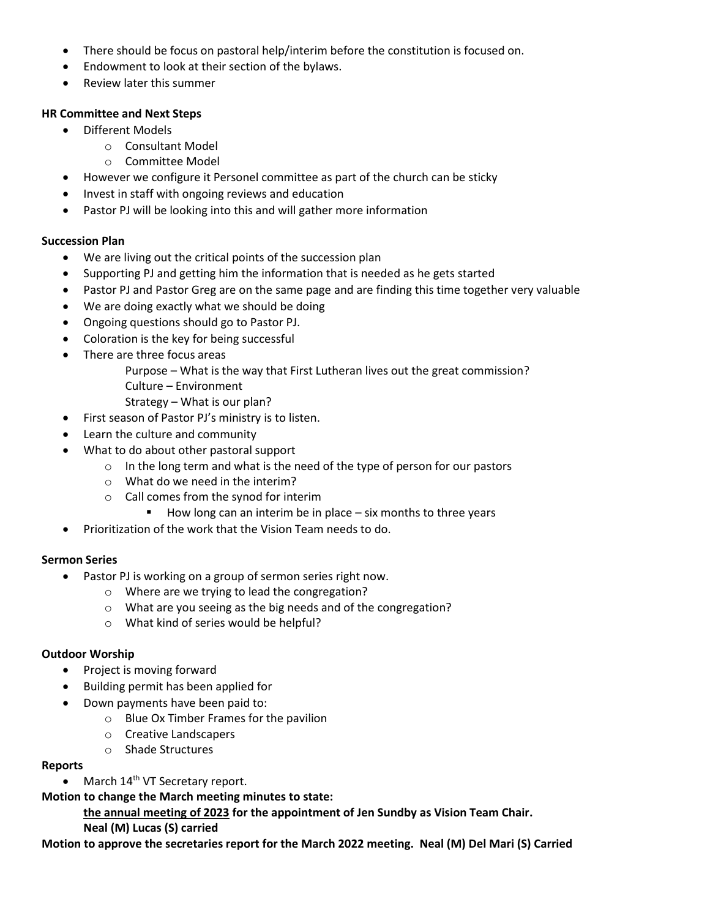- There should be focus on pastoral help/interim before the constitution is focused on.
- Endowment to look at their section of the bylaws.
- Review later this summer

**HR Committee and Next Steps**

- Different Models
  - Consultant Model
  - Committee Model
- However we configure it Personel committee as part of the church can be sticky
- Invest in staff with ongoing reviews and education
- Pastor PJ will be looking into this and will gather more information

**Succession Plan**

- We are living out the critical points of the succession plan
- Supporting PJ and getting him the information that is needed as he gets started
- Pastor PJ and Pastor Greg are on the same page and are finding this time together very valuable
- We are doing exactly what we should be doing
- Ongoing questions should go to Pastor PJ.
- Coloration is the key for being successful
- There are three focus areas

  Purpose – What is the way that First Lutheran lives out the great commission?

  Culture – Environment

  Strategy – What is our plan?
- First season of Pastor PJ's ministry is to listen.
- Learn the culture and community
- What to do about other pastoral support
  - In the long term and what is the need of the type of person for our pastors
  - What do we need in the interim?
  - Call comes from the synod for interim
    - How long can an interim be in place – six months to three years
- Prioritization of the work that the Vision Team needs to do.

**Sermon Series**

- Pastor PJ is working on a group of sermon series right now.
  - Where are we trying to lead the congregation?
  - What are you seeing as the big needs and of the congregation?
  - What kind of series would be helpful?

**Outdoor Worship**

- Project is moving forward
- Building permit has been applied for
- Down payments have been paid to:
  - Blue Ox Timber Frames for the pavilion
  - Creative Landscapers
  - Shade Structures

**Reports**

- March 14th VT Secretary report.

**Motion to change the March meeting minutes to state:**

**<u>the annual meeting of 2023</u> for the appointment of Jen Sundby as Vision Team Chair.**
**Neal (M) Lucas (S) carried**

**Motion to approve the secretaries report for the March 2022 meeting. Neal (M) Del Mari (S) Carried**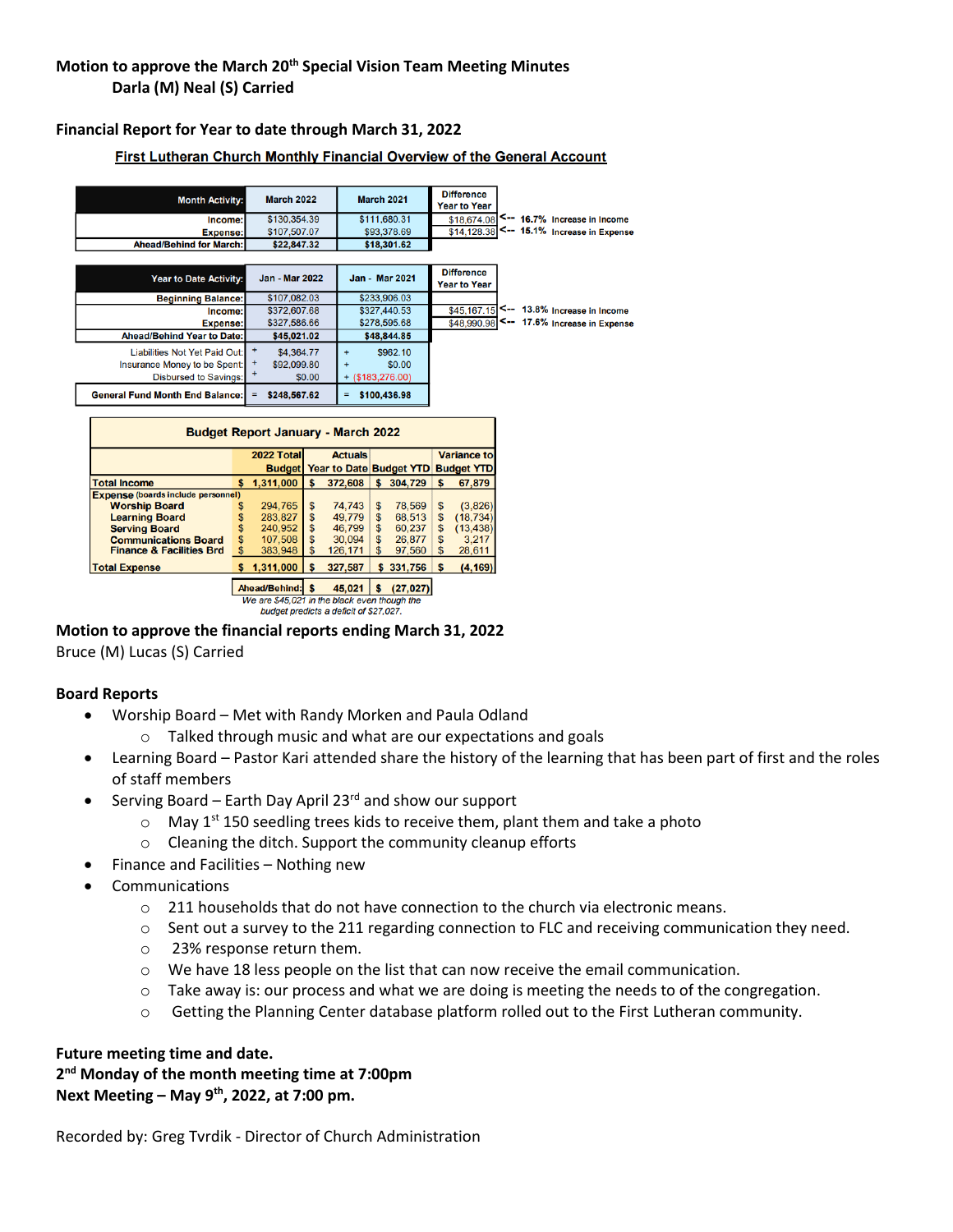**Motion to approve the March 20th Special Vision Team Meeting Minutes**
**Darla (M) Neal (S) Carried**

**Financial Report for Year to date through March 31, 2022**

**First Lutheran Church Monthly Financial Overview of the General Account**

| Month Activity: | March 2022 | March 2021 | Difference Year to Year | |
|---|---|---|---|---|
| Income: | $130,354.39 | $111,680.31 | $18,674.08 | <-- 16.7% Increase in Income |
| Expense: | $107,507.07 | $93,378.69 | $14,128.38 | <-- 15.1% Increase in Expense |
| Ahead/Behind for March: | $22,847.32 | $18,301.62 | | |

| Year to Date Activity: | Jan - Mar 2022 | Jan - Mar 2021 | Difference Year to Year | |
|---|---|---|---|---|
| Beginning Balance: | $107,082.03 | $233,906.03 | | |
| Income: | $372,607.68 | $327,440.53 | $45,167.15 | <-- 13.8% Increase in Income |
| Expense: | $327,586.66 | $278,595.68 | $48,990.98 | <-- 17.6% Increase in Expense |
| Ahead/Behind Year to Date: | $45,021.02 | $48,844.85 | | |
| Liabilities Not Yet Paid Out: | + $4,364.77 | + $962.10 | | |
| Insurance Money to be Spent: | + $92,099.80 | + $0.00 | | |
| Disbursed to Savings: | + $0.00 | + ($183,276.00) | | |
| General Fund Month End Balance: | = $248,567.62 | = $100,436.98 | | |

**Budget Report January - March 2022**

| | 2022 Total Budget | Actuals Year to Date | Budget YTD | Variance to Budget YTD |
|---|---|---|---|---|
| Total Income | $ 1,311,000 | $ 372,608 | $ 304,729 | $ 67,879 |
| Expense (boards include personnel) | | | | |
| Worship Board | $ 294,765 | $ 74,743 | $ 78,569 | $ (3,826) |
| Learning Board | $ 283,827 | $ 49,779 | $ 68,513 | $ (18,734) |
| Serving Board | $ 240,952 | $ 46,799 | $ 60,237 | $ (13,438) |
| Communications Board | $ 107,508 | $ 30,094 | $ 26,877 | $ 3,217 |
| Finance & Facilities Brd | $ 383,948 | $ 126,171 | $ 97,560 | $ 28,611 |
| Total Expense | $ 1,311,000 | $ 327,587 | $ 331,756 | $ (4,169) |
| Ahead/Behind: | | $ 45,021 | $ (27,027) | |

*We are $45,021 in the black even though the budget predicts a deficit of $27,027.*

**Motion to approve the financial reports ending March 31, 2022**
Bruce (M) Lucas (S) Carried

**Board Reports**

- Worship Board – Met with Randy Morken and Paula Odland
  - Talked through music and what are our expectations and goals
- Learning Board – Pastor Kari attended share the history of the learning that has been part of first and the roles of staff members
- Serving Board – Earth Day April 23rd and show our support
  - May 1st 150 seedling trees kids to receive them, plant them and take a photo
  - Cleaning the ditch. Support the community cleanup efforts
- Finance and Facilities – Nothing new
- Communications
  - 211 households that do not have connection to the church via electronic means.
  - Sent out a survey to the 211 regarding connection to FLC and receiving communication they need.
  - 23% response return them.
  - We have 18 less people on the list that can now receive the email communication.
  - Take away is: our process and what we are doing is meeting the needs to of the congregation.
  - Getting the Planning Center database platform rolled out to the First Lutheran community.

**Future meeting time and date.**
**2nd Monday of the month meeting time at 7:00pm**
**Next Meeting – May 9th, 2022, at 7:00 pm.**

Recorded by: Greg Tvrdik - Director of Church Administration